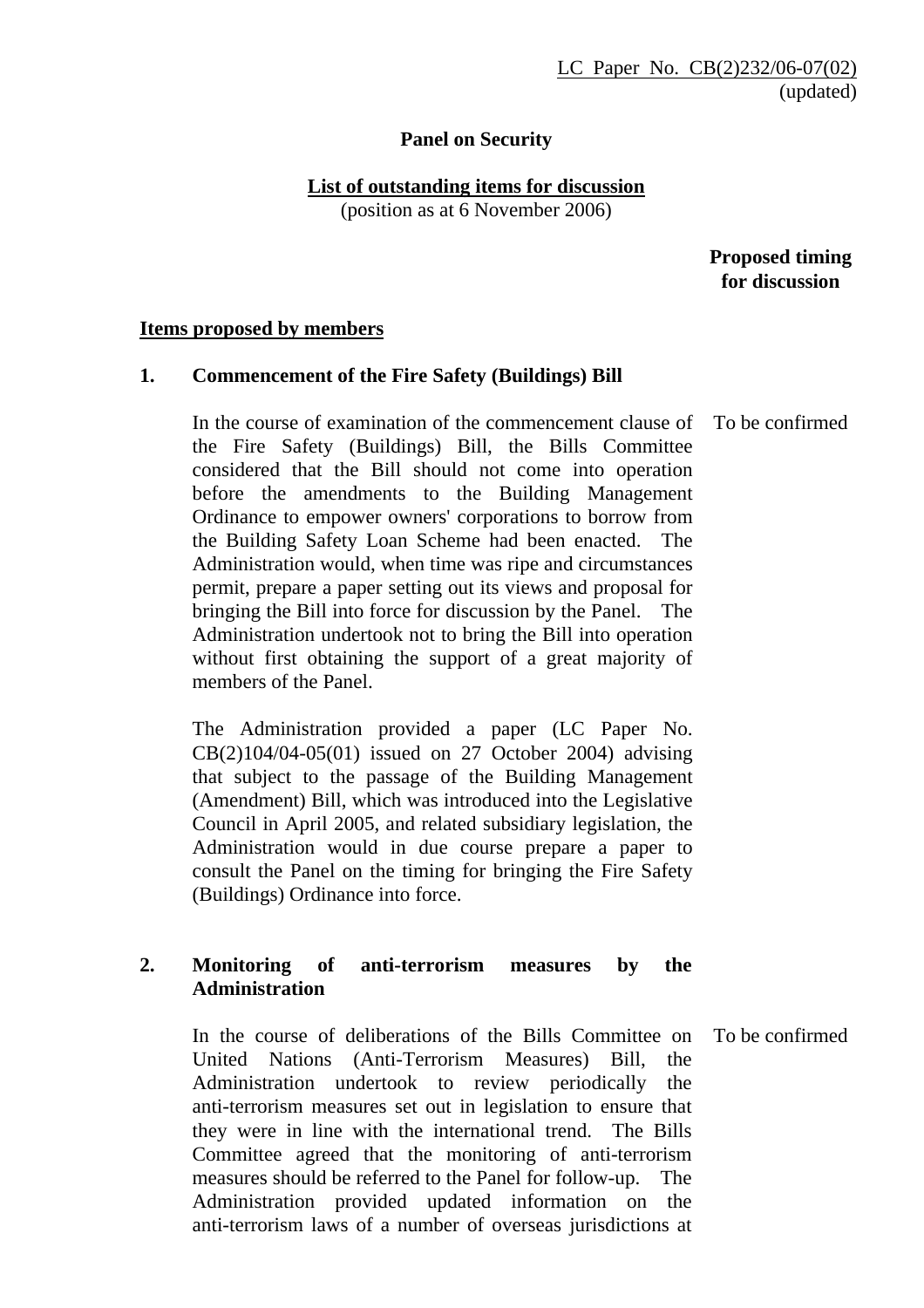LC Paper No. CB(2)232/06-07(02)
(updated)

## Panel on Security

## List of outstanding items for discussion

(position as at 6 November 2006)

**Proposed timing for discussion**

### Items proposed by members

**1. Commencement of the Fire Safety (Buildings) Bill**

In the course of examination of the commencement clause of the Fire Safety (Buildings) Bill, the Bills Committee considered that the Bill should not come into operation before the amendments to the Building Management Ordinance to empower owners' corporations to borrow from the Building Safety Loan Scheme had been enacted. The Administration would, when time was ripe and circumstances permit, prepare a paper setting out its views and proposal for bringing the Bill into force for discussion by the Panel. The Administration undertook not to bring the Bill into operation without first obtaining the support of a great majority of members of the Panel. — To be confirmed

The Administration provided a paper (LC Paper No. CB(2)104/04-05(01) issued on 27 October 2004) advising that subject to the passage of the Building Management (Amendment) Bill, which was introduced into the Legislative Council in April 2005, and related subsidiary legislation, the Administration would in due course prepare a paper to consult the Panel on the timing for bringing the Fire Safety (Buildings) Ordinance into force.

**2. Monitoring of anti-terrorism measures by the Administration**

In the course of deliberations of the Bills Committee on United Nations (Anti-Terrorism Measures) Bill, the Administration undertook to review periodically the anti-terrorism measures set out in legislation to ensure that they were in line with the international trend. The Bills Committee agreed that the monitoring of anti-terrorism measures should be referred to the Panel for follow-up. The Administration provided updated information on the anti-terrorism laws of a number of overseas jurisdictions at — To be confirmed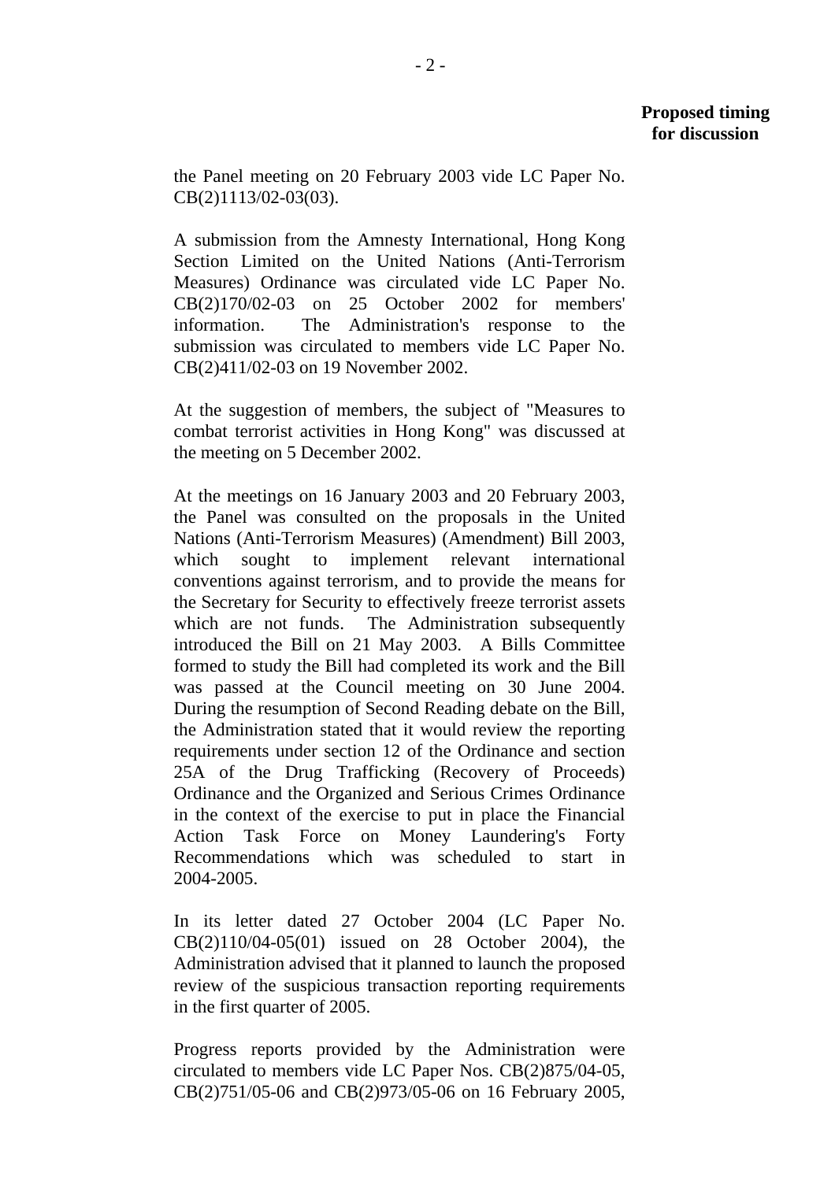**Proposed timing for discussion**

the Panel meeting on 20 February 2003 vide LC Paper No. CB(2)1113/02-03(03).

A submission from the Amnesty International, Hong Kong Section Limited on the United Nations (Anti-Terrorism Measures) Ordinance was circulated vide LC Paper No. CB(2)170/02-03 on 25 October 2002 for members' information. The Administration's response to the submission was circulated to members vide LC Paper No. CB(2)411/02-03 on 19 November 2002.

At the suggestion of members, the subject of "Measures to combat terrorist activities in Hong Kong" was discussed at the meeting on 5 December 2002.

At the meetings on 16 January 2003 and 20 February 2003, the Panel was consulted on the proposals in the United Nations (Anti-Terrorism Measures) (Amendment) Bill 2003, which sought to implement relevant international conventions against terrorism, and to provide the means for the Secretary for Security to effectively freeze terrorist assets which are not funds. The Administration subsequently introduced the Bill on 21 May 2003. A Bills Committee formed to study the Bill had completed its work and the Bill was passed at the Council meeting on 30 June 2004. During the resumption of Second Reading debate on the Bill, the Administration stated that it would review the reporting requirements under section 12 of the Ordinance and section 25A of the Drug Trafficking (Recovery of Proceeds) Ordinance and the Organized and Serious Crimes Ordinance in the context of the exercise to put in place the Financial Action Task Force on Money Laundering's Forty Recommendations which was scheduled to start in 2004-2005.

In its letter dated 27 October 2004 (LC Paper No. CB(2)110/04-05(01) issued on 28 October 2004), the Administration advised that it planned to launch the proposed review of the suspicious transaction reporting requirements in the first quarter of 2005.

Progress reports provided by the Administration were circulated to members vide LC Paper Nos. CB(2)875/04-05, CB(2)751/05-06 and CB(2)973/05-06 on 16 February 2005,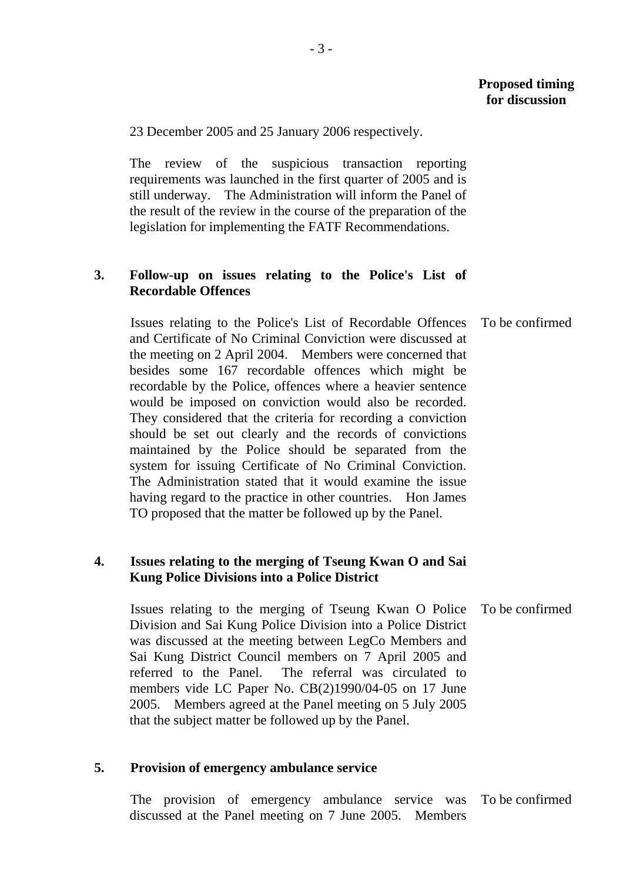**Proposed timing for discussion**

23 December 2005 and 25 January 2006 respectively.

The review of the suspicious transaction reporting requirements was launched in the first quarter of 2005 and is still underway. The Administration will inform the Panel of the result of the review in the course of the preparation of the legislation for implementing the FATF Recommendations.

**3. Follow-up on issues relating to the Police's List of Recordable Offences**

Issues relating to the Police's List of Recordable Offences and Certificate of No Criminal Conviction were discussed at the meeting on 2 April 2004. Members were concerned that besides some 167 recordable offences which might be recordable by the Police, offences where a heavier sentence would be imposed on conviction would also be recorded. They considered that the criteria for recording a conviction should be set out clearly and the records of convictions maintained by the Police should be separated from the system for issuing Certificate of No Criminal Conviction. The Administration stated that it would examine the issue having regard to the practice in other countries. Hon James TO proposed that the matter be followed up by the Panel.

To be confirmed

**4. Issues relating to the merging of Tseung Kwan O and Sai Kung Police Divisions into a Police District**

Issues relating to the merging of Tseung Kwan O Police Division and Sai Kung Police Division into a Police District was discussed at the meeting between LegCo Members and Sai Kung District Council members on 7 April 2005 and referred to the Panel. The referral was circulated to members vide LC Paper No. CB(2)1990/04-05 on 17 June 2005. Members agreed at the Panel meeting on 5 July 2005 that the subject matter be followed up by the Panel.

To be confirmed

**5. Provision of emergency ambulance service**

The provision of emergency ambulance service was discussed at the Panel meeting on 7 June 2005. Members

To be confirmed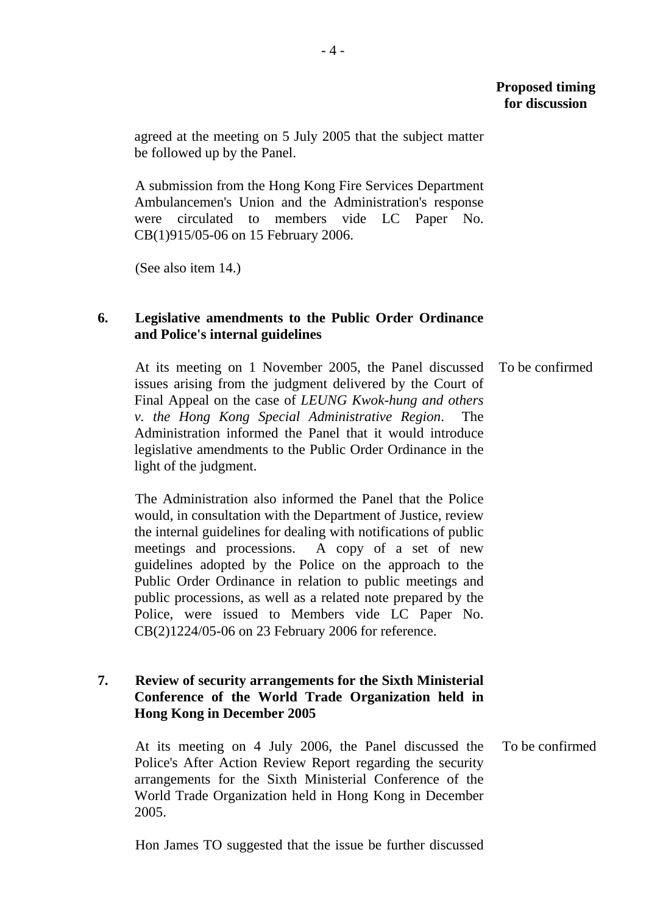**Proposed timing for discussion**

agreed at the meeting on 5 July 2005 that the subject matter be followed up by the Panel.

A submission from the Hong Kong Fire Services Department Ambulancemen's Union and the Administration's response were circulated to members vide LC Paper No. CB(1)915/05-06 on 15 February 2006.

(See also item 14.)

**6. Legislative amendments to the Public Order Ordinance and Police's internal guidelines**

At its meeting on 1 November 2005, the Panel discussed issues arising from the judgment delivered by the Court of Final Appeal on the case of *LEUNG Kwok-hung and others v. the Hong Kong Special Administrative Region*. The Administration informed the Panel that it would introduce legislative amendments to the Public Order Ordinance in the light of the judgment. — To be confirmed

The Administration also informed the Panel that the Police would, in consultation with the Department of Justice, review the internal guidelines for dealing with notifications of public meetings and processions. A copy of a set of new guidelines adopted by the Police on the approach to the Public Order Ordinance in relation to public meetings and public processions, as well as a related note prepared by the Police, were issued to Members vide LC Paper No. CB(2)1224/05-06 on 23 February 2006 for reference.

**7. Review of security arrangements for the Sixth Ministerial Conference of the World Trade Organization held in Hong Kong in December 2005**

At its meeting on 4 July 2006, the Panel discussed the Police's After Action Review Report regarding the security arrangements for the Sixth Ministerial Conference of the World Trade Organization held in Hong Kong in December 2005. — To be confirmed

Hon James TO suggested that the issue be further discussed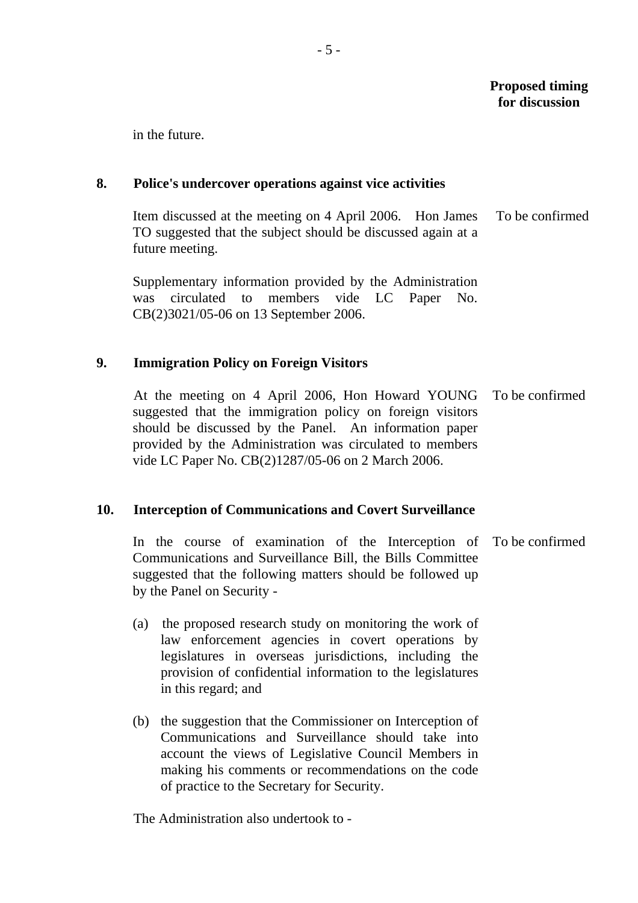**Proposed timing for discussion**

in the future.

**8. Police's undercover operations against vice activities**

Item discussed at the meeting on 4 April 2006. Hon James TO suggested that the subject should be discussed again at a future meeting. — To be confirmed

Supplementary information provided by the Administration was circulated to members vide LC Paper No. CB(2)3021/05-06 on 13 September 2006.

**9. Immigration Policy on Foreign Visitors**

At the meeting on 4 April 2006, Hon Howard YOUNG suggested that the immigration policy on foreign visitors should be discussed by the Panel. An information paper provided by the Administration was circulated to members vide LC Paper No. CB(2)1287/05-06 on 2 March 2006. — To be confirmed

**10. Interception of Communications and Covert Surveillance**

In the course of examination of the Interception of Communications and Surveillance Bill, the Bills Committee suggested that the following matters should be followed up by the Panel on Security - — To be confirmed

(a) the proposed research study on monitoring the work of law enforcement agencies in covert operations by legislatures in overseas jurisdictions, including the provision of confidential information to the legislatures in this regard; and

(b) the suggestion that the Commissioner on Interception of Communications and Surveillance should take into account the views of Legislative Council Members in making his comments or recommendations on the code of practice to the Secretary for Security.

The Administration also undertook to -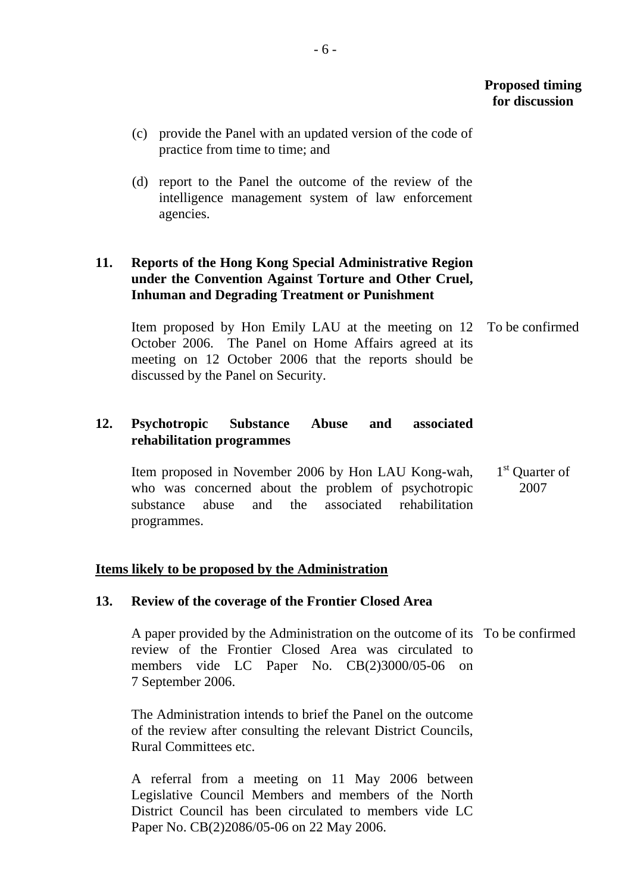**Proposed timing for discussion**

(c) provide the Panel with an updated version of the code of practice from time to time; and

(d) report to the Panel the outcome of the review of the intelligence management system of law enforcement agencies.

| | | Proposed timing for discussion |
|---|---|---|
| **11.** | **Reports of the Hong Kong Special Administrative Region under the Convention Against Torture and Other Cruel, Inhuman and Degrading Treatment or Punishment** | |
| | Item proposed by Hon Emily LAU at the meeting on 12 October 2006. The Panel on Home Affairs agreed at its meeting on 12 October 2006 that the reports should be discussed by the Panel on Security. | To be confirmed |
| **12.** | **Psychotropic Substance Abuse and associated rehabilitation programmes** | |
| | Item proposed in November 2006 by Hon LAU Kong-wah, who was concerned about the problem of psychotropic substance abuse and the associated rehabilitation programmes. | 1st Quarter of 2007 |

**<u>Items likely to be proposed by the Administration</u>**

| | | Proposed timing for discussion |
|---|---|---|
| **13.** | **Review of the coverage of the Frontier Closed Area** | |
| | A paper provided by the Administration on the outcome of its review of the Frontier Closed Area was circulated to members vide LC Paper No. CB(2)3000/05-06 on 7 September 2006. | To be confirmed |
| | The Administration intends to brief the Panel on the outcome of the review after consulting the relevant District Councils, Rural Committees etc. | |
| | A referral from a meeting on 11 May 2006 between Legislative Council Members and members of the North District Council has been circulated to members vide LC Paper No. CB(2)2086/05-06 on 22 May 2006. | |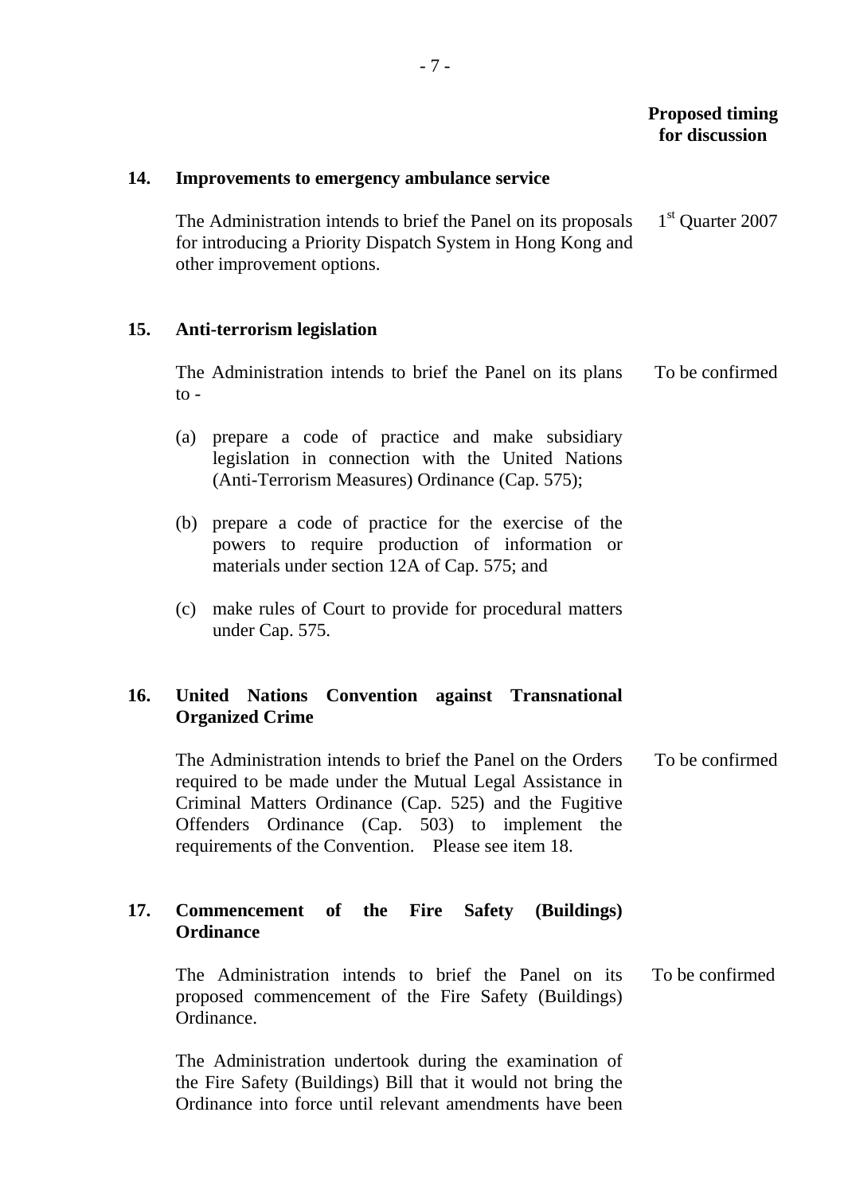**Proposed timing for discussion**

**14. Improvements to emergency ambulance service**

The Administration intends to brief the Panel on its proposals for introducing a Priority Dispatch System in Hong Kong and other improvement options. — 1st Quarter 2007

**15. Anti-terrorism legislation**

The Administration intends to brief the Panel on its plans to - — To be confirmed

(a) prepare a code of practice and make subsidiary legislation in connection with the United Nations (Anti-Terrorism Measures) Ordinance (Cap. 575);

(b) prepare a code of practice for the exercise of the powers to require production of information or materials under section 12A of Cap. 575; and

(c) make rules of Court to provide for procedural matters under Cap. 575.

**16. United Nations Convention against Transnational Organized Crime**

The Administration intends to brief the Panel on the Orders required to be made under the Mutual Legal Assistance in Criminal Matters Ordinance (Cap. 525) and the Fugitive Offenders Ordinance (Cap. 503) to implement the requirements of the Convention. Please see item 18. — To be confirmed

**17. Commencement of the Fire Safety (Buildings) Ordinance**

The Administration intends to brief the Panel on its proposed commencement of the Fire Safety (Buildings) Ordinance. — To be confirmed

The Administration undertook during the examination of the Fire Safety (Buildings) Bill that it would not bring the Ordinance into force until relevant amendments have been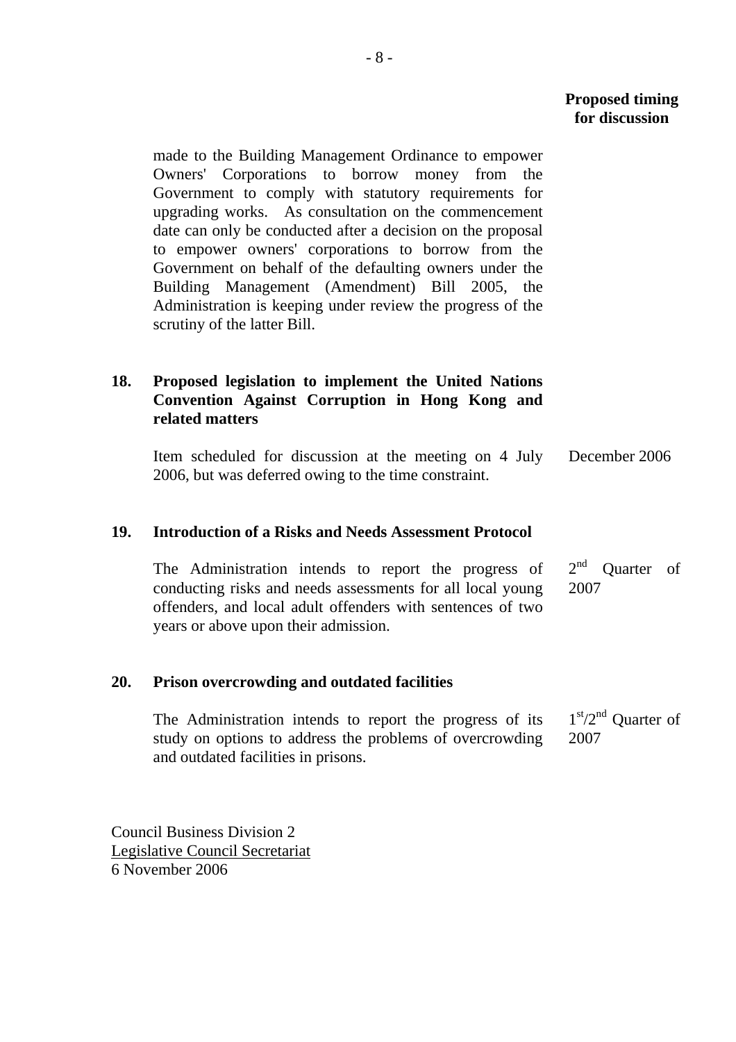**Proposed timing for discussion**

made to the Building Management Ordinance to empower Owners' Corporations to borrow money from the Government to comply with statutory requirements for upgrading works. As consultation on the commencement date can only be conducted after a decision on the proposal to empower owners' corporations to borrow from the Government on behalf of the defaulting owners under the Building Management (Amendment) Bill 2005, the Administration is keeping under review the progress of the scrutiny of the latter Bill.

**18. Proposed legislation to implement the United Nations Convention Against Corruption in Hong Kong and related matters**

Item scheduled for discussion at the meeting on 4 July 2006, but was deferred owing to the time constraint. — December 2006

**19. Introduction of a Risks and Needs Assessment Protocol**

The Administration intends to report the progress of conducting risks and needs assessments for all local young offenders, and local adult offenders with sentences of two years or above upon their admission. — 2nd Quarter of 2007

**20. Prison overcrowding and outdated facilities**

The Administration intends to report the progress of its study on options to address the problems of overcrowding and outdated facilities in prisons. — 1st/2nd Quarter of 2007

Council Business Division 2
Legislative Council Secretariat
6 November 2006